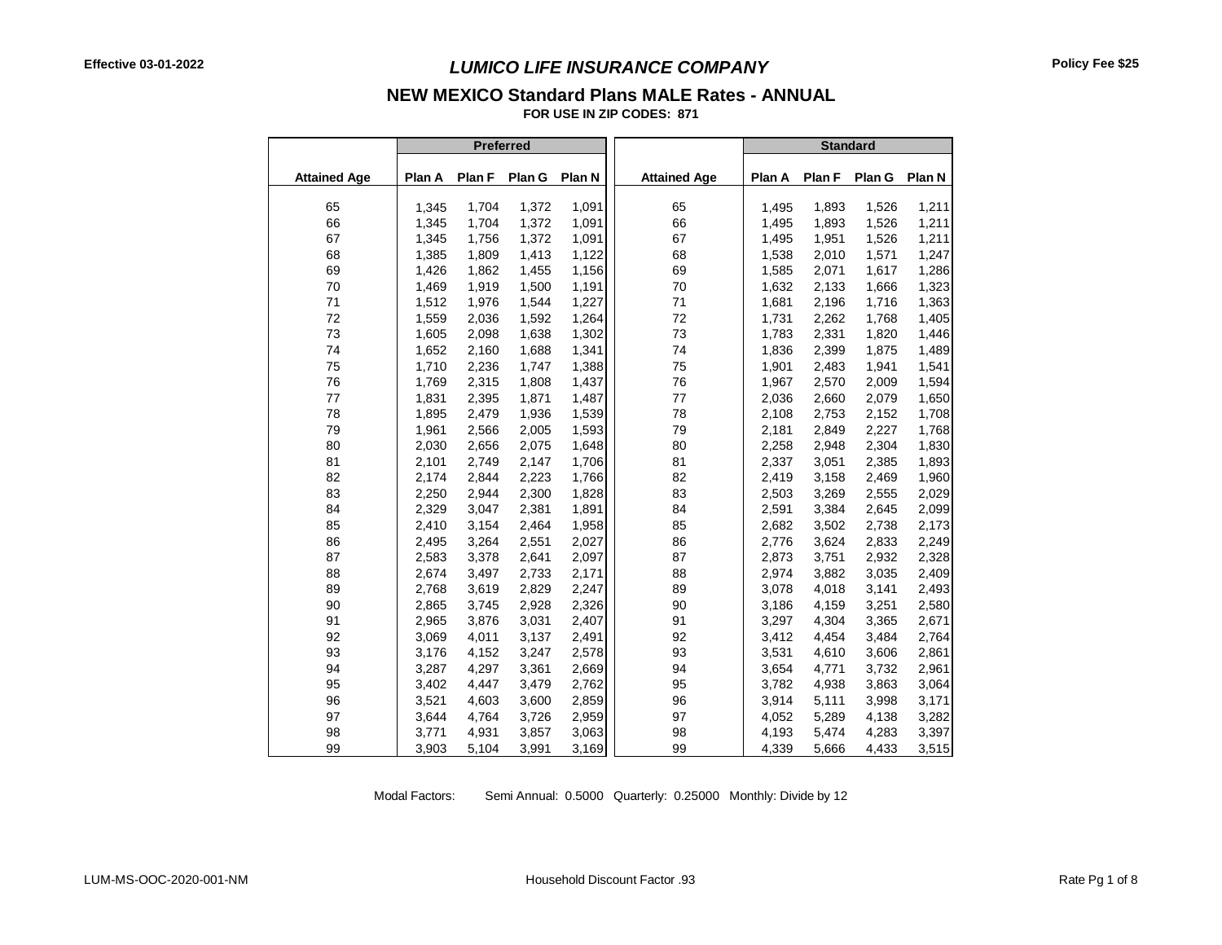Effective 03-01-2022

# *LUMICO LIFE INSURANCE COMPANY*

Policy Fee $25

## NEW MEXICO Standard Plans MALE Rates - ANNUAL

**FOR USE IN ZIP CODES: 871**

| | Preferred | | | | | Standard | | | |
|---|---|---|---|---|---|---|---|---|---|
| **Attained Age** | **Plan A** | **Plan F** | **Plan G** | **Plan N** | **Attained Age** | **Plan A** | **Plan F** | **Plan G** | **Plan N** |
| 65 | 1,345 | 1,704 | 1,372 | 1,091 | 65 | 1,495 | 1,893 | 1,526 | 1,211 |
| 66 | 1,345 | 1,704 | 1,372 | 1,091 | 66 | 1,495 | 1,893 | 1,526 | 1,211 |
| 67 | 1,345 | 1,756 | 1,372 | 1,091 | 67 | 1,495 | 1,951 | 1,526 | 1,211 |
| 68 | 1,385 | 1,809 | 1,413 | 1,122 | 68 | 1,538 | 2,010 | 1,571 | 1,247 |
| 69 | 1,426 | 1,862 | 1,455 | 1,156 | 69 | 1,585 | 2,071 | 1,617 | 1,286 |
| 70 | 1,469 | 1,919 | 1,500 | 1,191 | 70 | 1,632 | 2,133 | 1,666 | 1,323 |
| 71 | 1,512 | 1,976 | 1,544 | 1,227 | 71 | 1,681 | 2,196 | 1,716 | 1,363 |
| 72 | 1,559 | 2,036 | 1,592 | 1,264 | 72 | 1,731 | 2,262 | 1,768 | 1,405 |
| 73 | 1,605 | 2,098 | 1,638 | 1,302 | 73 | 1,783 | 2,331 | 1,820 | 1,446 |
| 74 | 1,652 | 2,160 | 1,688 | 1,341 | 74 | 1,836 | 2,399 | 1,875 | 1,489 |
| 75 | 1,710 | 2,236 | 1,747 | 1,388 | 75 | 1,901 | 2,483 | 1,941 | 1,541 |
| 76 | 1,769 | 2,315 | 1,808 | 1,437 | 76 | 1,967 | 2,570 | 2,009 | 1,594 |
| 77 | 1,831 | 2,395 | 1,871 | 1,487 | 77 | 2,036 | 2,660 | 2,079 | 1,650 |
| 78 | 1,895 | 2,479 | 1,936 | 1,539 | 78 | 2,108 | 2,753 | 2,152 | 1,708 |
| 79 | 1,961 | 2,566 | 2,005 | 1,593 | 79 | 2,181 | 2,849 | 2,227 | 1,768 |
| 80 | 2,030 | 2,656 | 2,075 | 1,648 | 80 | 2,258 | 2,948 | 2,304 | 1,830 |
| 81 | 2,101 | 2,749 | 2,147 | 1,706 | 81 | 2,337 | 3,051 | 2,385 | 1,893 |
| 82 | 2,174 | 2,844 | 2,223 | 1,766 | 82 | 2,419 | 3,158 | 2,469 | 1,960 |
| 83 | 2,250 | 2,944 | 2,300 | 1,828 | 83 | 2,503 | 3,269 | 2,555 | 2,029 |
| 84 | 2,329 | 3,047 | 2,381 | 1,891 | 84 | 2,591 | 3,384 | 2,645 | 2,099 |
| 85 | 2,410 | 3,154 | 2,464 | 1,958 | 85 | 2,682 | 3,502 | 2,738 | 2,173 |
| 86 | 2,495 | 3,264 | 2,551 | 2,027 | 86 | 2,776 | 3,624 | 2,833 | 2,249 |
| 87 | 2,583 | 3,378 | 2,641 | 2,097 | 87 | 2,873 | 3,751 | 2,932 | 2,328 |
| 88 | 2,674 | 3,497 | 2,733 | 2,171 | 88 | 2,974 | 3,882 | 3,035 | 2,409 |
| 89 | 2,768 | 3,619 | 2,829 | 2,247 | 89 | 3,078 | 4,018 | 3,141 | 2,493 |
| 90 | 2,865 | 3,745 | 2,928 | 2,326 | 90 | 3,186 | 4,159 | 3,251 | 2,580 |
| 91 | 2,965 | 3,876 | 3,031 | 2,407 | 91 | 3,297 | 4,304 | 3,365 | 2,671 |
| 92 | 3,069 | 4,011 | 3,137 | 2,491 | 92 | 3,412 | 4,454 | 3,484 | 2,764 |
| 93 | 3,176 | 4,152 | 3,247 | 2,578 | 93 | 3,531 | 4,610 | 3,606 | 2,861 |
| 94 | 3,287 | 4,297 | 3,361 | 2,669 | 94 | 3,654 | 4,771 | 3,732 | 2,961 |
| 95 | 3,402 | 4,447 | 3,479 | 2,762 | 95 | 3,782 | 4,938 | 3,863 | 3,064 |
| 96 | 3,521 | 4,603 | 3,600 | 2,859 | 96 | 3,914 | 5,111 | 3,998 | 3,171 |
| 97 | 3,644 | 4,764 | 3,726 | 2,959 | 97 | 4,052 | 5,289 | 4,138 | 3,282 |
| 98 | 3,771 | 4,931 | 3,857 | 3,063 | 98 | 4,193 | 5,474 | 4,283 | 3,397 |
| 99 | 3,903 | 5,104 | 3,991 | 3,169 | 99 | 4,339 | 5,666 | 4,433 | 3,515 |

Modal Factors: Semi Annual: 0.5000 Quarterly: 0.25000 Monthly: Divide by 12

LUM-MS-OOC-2020-001-NM

Household Discount Factor .93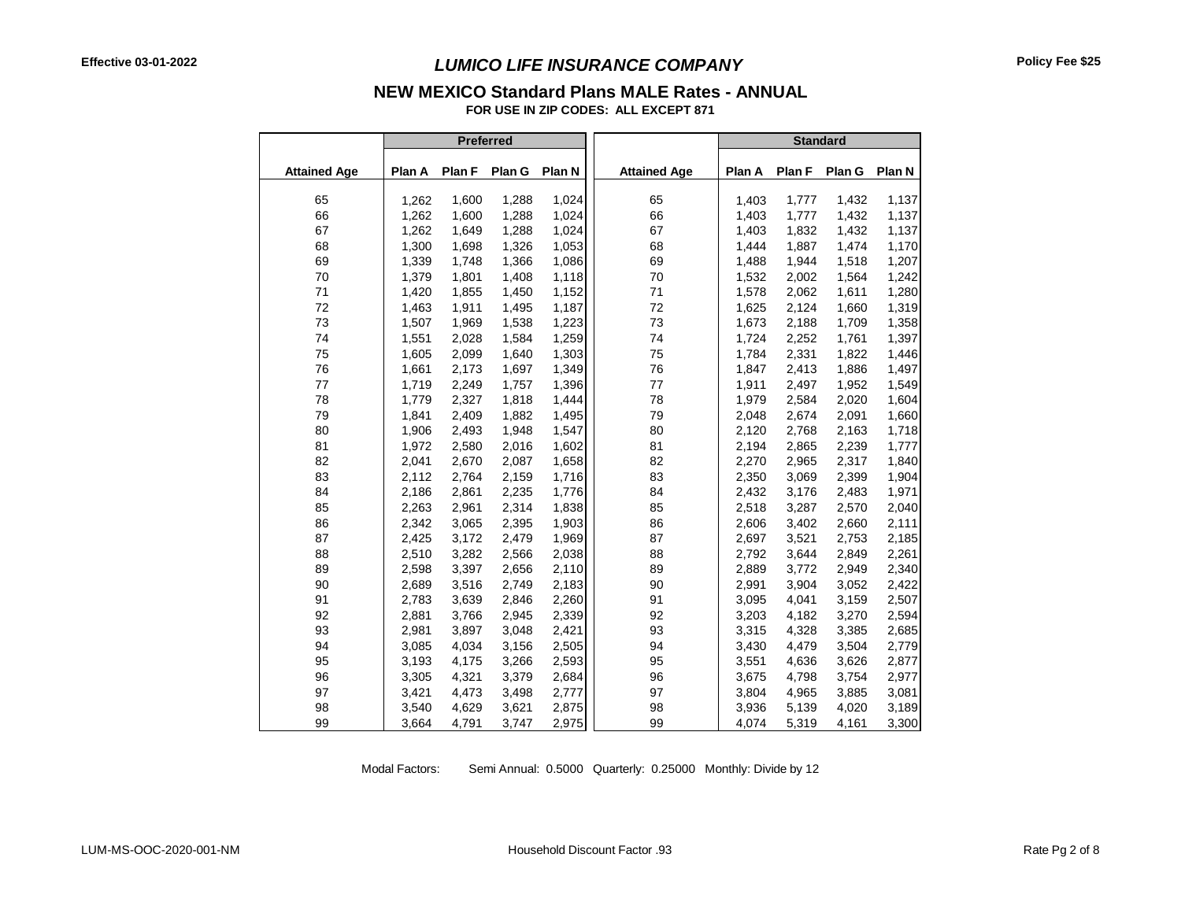Effective 03-01-2022

# *LUMICO LIFE INSURANCE COMPANY*

Policy Fee $25

## NEW MEXICO Standard Plans MALE Rates - ANNUAL

**FOR USE IN ZIP CODES: ALL EXCEPT 871**

| | Preferred | | | | | Standard | | | |
|---|---|---|---|---|---|---|---|---|---|
| **Attained Age** | **Plan A** | **Plan F** | **Plan G** | **Plan N** | **Attained Age** | **Plan A** | **Plan F** | **Plan G** | **Plan N** |
| 65 | 1,262 | 1,600 | 1,288 | 1,024 | 65 | 1,403 | 1,777 | 1,432 | 1,137 |
| 66 | 1,262 | 1,600 | 1,288 | 1,024 | 66 | 1,403 | 1,777 | 1,432 | 1,137 |
| 67 | 1,262 | 1,649 | 1,288 | 1,024 | 67 | 1,403 | 1,832 | 1,432 | 1,137 |
| 68 | 1,300 | 1,698 | 1,326 | 1,053 | 68 | 1,444 | 1,887 | 1,474 | 1,170 |
| 69 | 1,339 | 1,748 | 1,366 | 1,086 | 69 | 1,488 | 1,944 | 1,518 | 1,207 |
| 70 | 1,379 | 1,801 | 1,408 | 1,118 | 70 | 1,532 | 2,002 | 1,564 | 1,242 |
| 71 | 1,420 | 1,855 | 1,450 | 1,152 | 71 | 1,578 | 2,062 | 1,611 | 1,280 |
| 72 | 1,463 | 1,911 | 1,495 | 1,187 | 72 | 1,625 | 2,124 | 1,660 | 1,319 |
| 73 | 1,507 | 1,969 | 1,538 | 1,223 | 73 | 1,673 | 2,188 | 1,709 | 1,358 |
| 74 | 1,551 | 2,028 | 1,584 | 1,259 | 74 | 1,724 | 2,252 | 1,761 | 1,397 |
| 75 | 1,605 | 2,099 | 1,640 | 1,303 | 75 | 1,784 | 2,331 | 1,822 | 1,446 |
| 76 | 1,661 | 2,173 | 1,697 | 1,349 | 76 | 1,847 | 2,413 | 1,886 | 1,497 |
| 77 | 1,719 | 2,249 | 1,757 | 1,396 | 77 | 1,911 | 2,497 | 1,952 | 1,549 |
| 78 | 1,779 | 2,327 | 1,818 | 1,444 | 78 | 1,979 | 2,584 | 2,020 | 1,604 |
| 79 | 1,841 | 2,409 | 1,882 | 1,495 | 79 | 2,048 | 2,674 | 2,091 | 1,660 |
| 80 | 1,906 | 2,493 | 1,948 | 1,547 | 80 | 2,120 | 2,768 | 2,163 | 1,718 |
| 81 | 1,972 | 2,580 | 2,016 | 1,602 | 81 | 2,194 | 2,865 | 2,239 | 1,777 |
| 82 | 2,041 | 2,670 | 2,087 | 1,658 | 82 | 2,270 | 2,965 | 2,317 | 1,840 |
| 83 | 2,112 | 2,764 | 2,159 | 1,716 | 83 | 2,350 | 3,069 | 2,399 | 1,904 |
| 84 | 2,186 | 2,861 | 2,235 | 1,776 | 84 | 2,432 | 3,176 | 2,483 | 1,971 |
| 85 | 2,263 | 2,961 | 2,314 | 1,838 | 85 | 2,518 | 3,287 | 2,570 | 2,040 |
| 86 | 2,342 | 3,065 | 2,395 | 1,903 | 86 | 2,606 | 3,402 | 2,660 | 2,111 |
| 87 | 2,425 | 3,172 | 2,479 | 1,969 | 87 | 2,697 | 3,521 | 2,753 | 2,185 |
| 88 | 2,510 | 3,282 | 2,566 | 2,038 | 88 | 2,792 | 3,644 | 2,849 | 2,261 |
| 89 | 2,598 | 3,397 | 2,656 | 2,110 | 89 | 2,889 | 3,772 | 2,949 | 2,340 |
| 90 | 2,689 | 3,516 | 2,749 | 2,183 | 90 | 2,991 | 3,904 | 3,052 | 2,422 |
| 91 | 2,783 | 3,639 | 2,846 | 2,260 | 91 | 3,095 | 4,041 | 3,159 | 2,507 |
| 92 | 2,881 | 3,766 | 2,945 | 2,339 | 92 | 3,203 | 4,182 | 3,270 | 2,594 |
| 93 | 2,981 | 3,897 | 3,048 | 2,421 | 93 | 3,315 | 4,328 | 3,385 | 2,685 |
| 94 | 3,085 | 4,034 | 3,156 | 2,505 | 94 | 3,430 | 4,479 | 3,504 | 2,779 |
| 95 | 3,193 | 4,175 | 3,266 | 2,593 | 95 | 3,551 | 4,636 | 3,626 | 2,877 |
| 96 | 3,305 | 4,321 | 3,379 | 2,684 | 96 | 3,675 | 4,798 | 3,754 | 2,977 |
| 97 | 3,421 | 4,473 | 3,498 | 2,777 | 97 | 3,804 | 4,965 | 3,885 | 3,081 |
| 98 | 3,540 | 4,629 | 3,621 | 2,875 | 98 | 3,936 | 5,139 | 4,020 | 3,189 |
| 99 | 3,664 | 4,791 | 3,747 | 2,975 | 99 | 4,074 | 5,319 | 4,161 | 3,300 |

Modal Factors: Semi Annual: 0.5000 Quarterly: 0.25000 Monthly: Divide by 12

LUM-MS-OOC-2020-001-NM

Household Discount Factor .93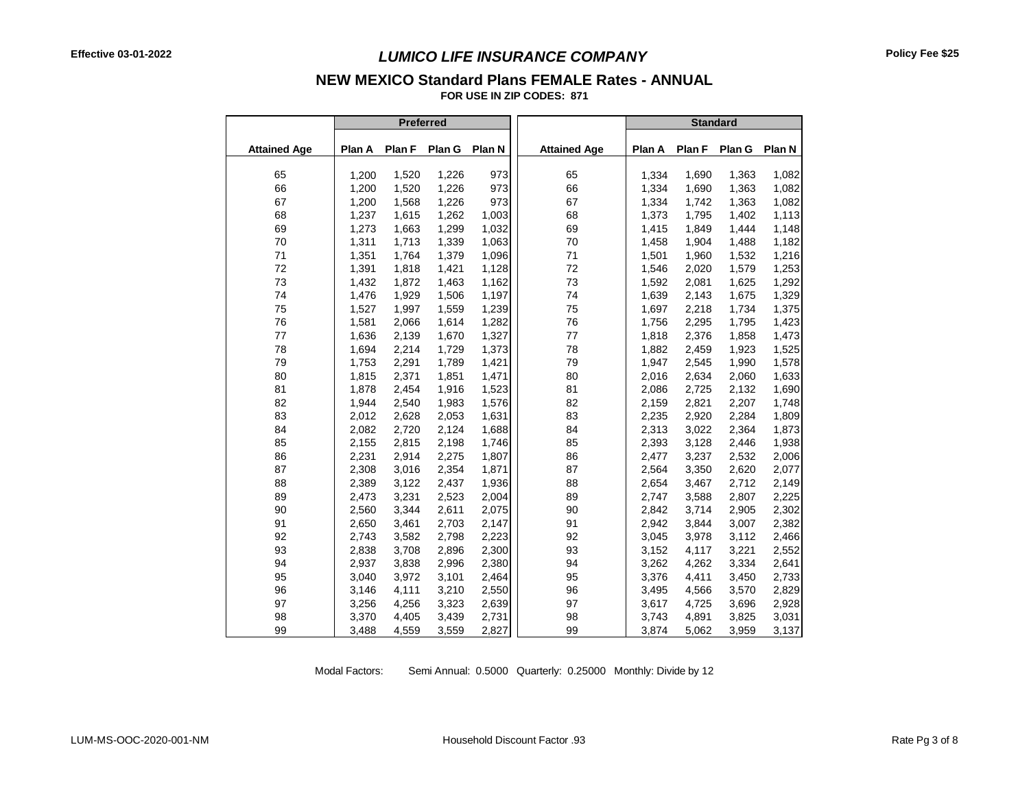Effective 03-01-2022

# *LUMICO LIFE INSURANCE COMPANY*

Policy Fee $25

## NEW MEXICO Standard Plans FEMALE Rates - ANNUAL

**FOR USE IN ZIP CODES: 871**

| | Preferred | | | | | Standard | | | |
|---|---|---|---|---|---|---|---|---|---|
| **Attained Age** | **Plan A** | **Plan F** | **Plan G** | **Plan N** | **Attained Age** | **Plan A** | **Plan F** | **Plan G** | **Plan N** |
| 65 | 1,200 | 1,520 | 1,226 | 973 | 65 | 1,334 | 1,690 | 1,363 | 1,082 |
| 66 | 1,200 | 1,520 | 1,226 | 973 | 66 | 1,334 | 1,690 | 1,363 | 1,082 |
| 67 | 1,200 | 1,568 | 1,226 | 973 | 67 | 1,334 | 1,742 | 1,363 | 1,082 |
| 68 | 1,237 | 1,615 | 1,262 | 1,003 | 68 | 1,373 | 1,795 | 1,402 | 1,113 |
| 69 | 1,273 | 1,663 | 1,299 | 1,032 | 69 | 1,415 | 1,849 | 1,444 | 1,148 |
| 70 | 1,311 | 1,713 | 1,339 | 1,063 | 70 | 1,458 | 1,904 | 1,488 | 1,182 |
| 71 | 1,351 | 1,764 | 1,379 | 1,096 | 71 | 1,501 | 1,960 | 1,532 | 1,216 |
| 72 | 1,391 | 1,818 | 1,421 | 1,128 | 72 | 1,546 | 2,020 | 1,579 | 1,253 |
| 73 | 1,432 | 1,872 | 1,463 | 1,162 | 73 | 1,592 | 2,081 | 1,625 | 1,292 |
| 74 | 1,476 | 1,929 | 1,506 | 1,197 | 74 | 1,639 | 2,143 | 1,675 | 1,329 |
| 75 | 1,527 | 1,997 | 1,559 | 1,239 | 75 | 1,697 | 2,218 | 1,734 | 1,375 |
| 76 | 1,581 | 2,066 | 1,614 | 1,282 | 76 | 1,756 | 2,295 | 1,795 | 1,423 |
| 77 | 1,636 | 2,139 | 1,670 | 1,327 | 77 | 1,818 | 2,376 | 1,858 | 1,473 |
| 78 | 1,694 | 2,214 | 1,729 | 1,373 | 78 | 1,882 | 2,459 | 1,923 | 1,525 |
| 79 | 1,753 | 2,291 | 1,789 | 1,421 | 79 | 1,947 | 2,545 | 1,990 | 1,578 |
| 80 | 1,815 | 2,371 | 1,851 | 1,471 | 80 | 2,016 | 2,634 | 2,060 | 1,633 |
| 81 | 1,878 | 2,454 | 1,916 | 1,523 | 81 | 2,086 | 2,725 | 2,132 | 1,690 |
| 82 | 1,944 | 2,540 | 1,983 | 1,576 | 82 | 2,159 | 2,821 | 2,207 | 1,748 |
| 83 | 2,012 | 2,628 | 2,053 | 1,631 | 83 | 2,235 | 2,920 | 2,284 | 1,809 |
| 84 | 2,082 | 2,720 | 2,124 | 1,688 | 84 | 2,313 | 3,022 | 2,364 | 1,873 |
| 85 | 2,155 | 2,815 | 2,198 | 1,746 | 85 | 2,393 | 3,128 | 2,446 | 1,938 |
| 86 | 2,231 | 2,914 | 2,275 | 1,807 | 86 | 2,477 | 3,237 | 2,532 | 2,006 |
| 87 | 2,308 | 3,016 | 2,354 | 1,871 | 87 | 2,564 | 3,350 | 2,620 | 2,077 |
| 88 | 2,389 | 3,122 | 2,437 | 1,936 | 88 | 2,654 | 3,467 | 2,712 | 2,149 |
| 89 | 2,473 | 3,231 | 2,523 | 2,004 | 89 | 2,747 | 3,588 | 2,807 | 2,225 |
| 90 | 2,560 | 3,344 | 2,611 | 2,075 | 90 | 2,842 | 3,714 | 2,905 | 2,302 |
| 91 | 2,650 | 3,461 | 2,703 | 2,147 | 91 | 2,942 | 3,844 | 3,007 | 2,382 |
| 92 | 2,743 | 3,582 | 2,798 | 2,223 | 92 | 3,045 | 3,978 | 3,112 | 2,466 |
| 93 | 2,838 | 3,708 | 2,896 | 2,300 | 93 | 3,152 | 4,117 | 3,221 | 2,552 |
| 94 | 2,937 | 3,838 | 2,996 | 2,380 | 94 | 3,262 | 4,262 | 3,334 | 2,641 |
| 95 | 3,040 | 3,972 | 3,101 | 2,464 | 95 | 3,376 | 4,411 | 3,450 | 2,733 |
| 96 | 3,146 | 4,111 | 3,210 | 2,550 | 96 | 3,495 | 4,566 | 3,570 | 2,829 |
| 97 | 3,256 | 4,256 | 3,323 | 2,639 | 97 | 3,617 | 4,725 | 3,696 | 2,928 |
| 98 | 3,370 | 4,405 | 3,439 | 2,731 | 98 | 3,743 | 4,891 | 3,825 | 3,031 |
| 99 | 3,488 | 4,559 | 3,559 | 2,827 | 99 | 3,874 | 5,062 | 3,959 | 3,137 |

Modal Factors: Semi Annual: 0.5000 Quarterly: 0.25000 Monthly: Divide by 12

LUM-MS-OOC-2020-001-NM

Household Discount Factor .93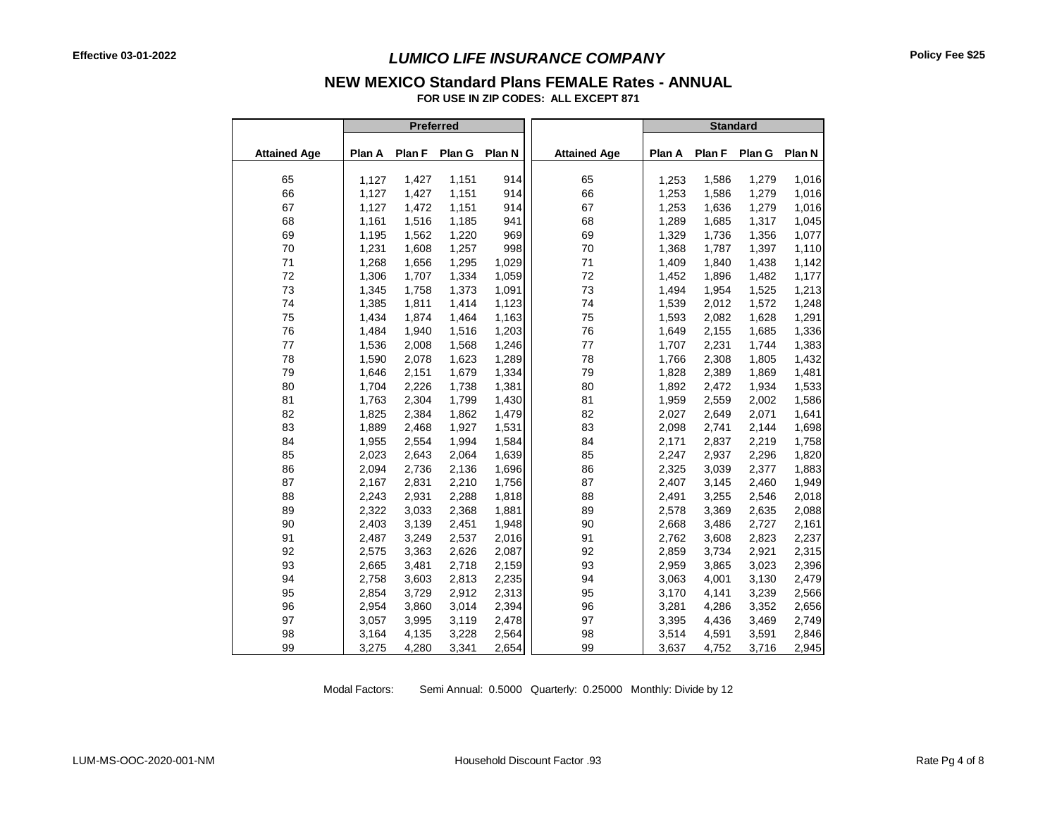Effective 03-01-2022

# *LUMICO LIFE INSURANCE COMPANY*

Policy Fee $25

## NEW MEXICO Standard Plans FEMALE Rates - ANNUAL

**FOR USE IN ZIP CODES: ALL EXCEPT 871**

| | Preferred | | | | | Standard | | | |
|---|---|---|---|---|---|---|---|---|---|
| **Attained Age** | **Plan A** | **Plan F** | **Plan G** | **Plan N** | **Attained Age** | **Plan A** | **Plan F** | **Plan G** | **Plan N** |
| 65 | 1,127 | 1,427 | 1,151 | 914 | 65 | 1,253 | 1,586 | 1,279 | 1,016 |
| 66 | 1,127 | 1,427 | 1,151 | 914 | 66 | 1,253 | 1,586 | 1,279 | 1,016 |
| 67 | 1,127 | 1,472 | 1,151 | 914 | 67 | 1,253 | 1,636 | 1,279 | 1,016 |
| 68 | 1,161 | 1,516 | 1,185 | 941 | 68 | 1,289 | 1,685 | 1,317 | 1,045 |
| 69 | 1,195 | 1,562 | 1,220 | 969 | 69 | 1,329 | 1,736 | 1,356 | 1,077 |
| 70 | 1,231 | 1,608 | 1,257 | 998 | 70 | 1,368 | 1,787 | 1,397 | 1,110 |
| 71 | 1,268 | 1,656 | 1,295 | 1,029 | 71 | 1,409 | 1,840 | 1,438 | 1,142 |
| 72 | 1,306 | 1,707 | 1,334 | 1,059 | 72 | 1,452 | 1,896 | 1,482 | 1,177 |
| 73 | 1,345 | 1,758 | 1,373 | 1,091 | 73 | 1,494 | 1,954 | 1,525 | 1,213 |
| 74 | 1,385 | 1,811 | 1,414 | 1,123 | 74 | 1,539 | 2,012 | 1,572 | 1,248 |
| 75 | 1,434 | 1,874 | 1,464 | 1,163 | 75 | 1,593 | 2,082 | 1,628 | 1,291 |
| 76 | 1,484 | 1,940 | 1,516 | 1,203 | 76 | 1,649 | 2,155 | 1,685 | 1,336 |
| 77 | 1,536 | 2,008 | 1,568 | 1,246 | 77 | 1,707 | 2,231 | 1,744 | 1,383 |
| 78 | 1,590 | 2,078 | 1,623 | 1,289 | 78 | 1,766 | 2,308 | 1,805 | 1,432 |
| 79 | 1,646 | 2,151 | 1,679 | 1,334 | 79 | 1,828 | 2,389 | 1,869 | 1,481 |
| 80 | 1,704 | 2,226 | 1,738 | 1,381 | 80 | 1,892 | 2,472 | 1,934 | 1,533 |
| 81 | 1,763 | 2,304 | 1,799 | 1,430 | 81 | 1,959 | 2,559 | 2,002 | 1,586 |
| 82 | 1,825 | 2,384 | 1,862 | 1,479 | 82 | 2,027 | 2,649 | 2,071 | 1,641 |
| 83 | 1,889 | 2,468 | 1,927 | 1,531 | 83 | 2,098 | 2,741 | 2,144 | 1,698 |
| 84 | 1,955 | 2,554 | 1,994 | 1,584 | 84 | 2,171 | 2,837 | 2,219 | 1,758 |
| 85 | 2,023 | 2,643 | 2,064 | 1,639 | 85 | 2,247 | 2,937 | 2,296 | 1,820 |
| 86 | 2,094 | 2,736 | 2,136 | 1,696 | 86 | 2,325 | 3,039 | 2,377 | 1,883 |
| 87 | 2,167 | 2,831 | 2,210 | 1,756 | 87 | 2,407 | 3,145 | 2,460 | 1,949 |
| 88 | 2,243 | 2,931 | 2,288 | 1,818 | 88 | 2,491 | 3,255 | 2,546 | 2,018 |
| 89 | 2,322 | 3,033 | 2,368 | 1,881 | 89 | 2,578 | 3,369 | 2,635 | 2,088 |
| 90 | 2,403 | 3,139 | 2,451 | 1,948 | 90 | 2,668 | 3,486 | 2,727 | 2,161 |
| 91 | 2,487 | 3,249 | 2,537 | 2,016 | 91 | 2,762 | 3,608 | 2,823 | 2,237 |
| 92 | 2,575 | 3,363 | 2,626 | 2,087 | 92 | 2,859 | 3,734 | 2,921 | 2,315 |
| 93 | 2,665 | 3,481 | 2,718 | 2,159 | 93 | 2,959 | 3,865 | 3,023 | 2,396 |
| 94 | 2,758 | 3,603 | 2,813 | 2,235 | 94 | 3,063 | 4,001 | 3,130 | 2,479 |
| 95 | 2,854 | 3,729 | 2,912 | 2,313 | 95 | 3,170 | 4,141 | 3,239 | 2,566 |
| 96 | 2,954 | 3,860 | 3,014 | 2,394 | 96 | 3,281 | 4,286 | 3,352 | 2,656 |
| 97 | 3,057 | 3,995 | 3,119 | 2,478 | 97 | 3,395 | 4,436 | 3,469 | 2,749 |
| 98 | 3,164 | 4,135 | 3,228 | 2,564 | 98 | 3,514 | 4,591 | 3,591 | 2,846 |
| 99 | 3,275 | 4,280 | 3,341 | 2,654 | 99 | 3,637 | 4,752 | 3,716 | 2,945 |

Modal Factors: Semi Annual: 0.5000 Quarterly: 0.25000 Monthly: Divide by 12

LUM-MS-OOC-2020-001-NM

Household Discount Factor .93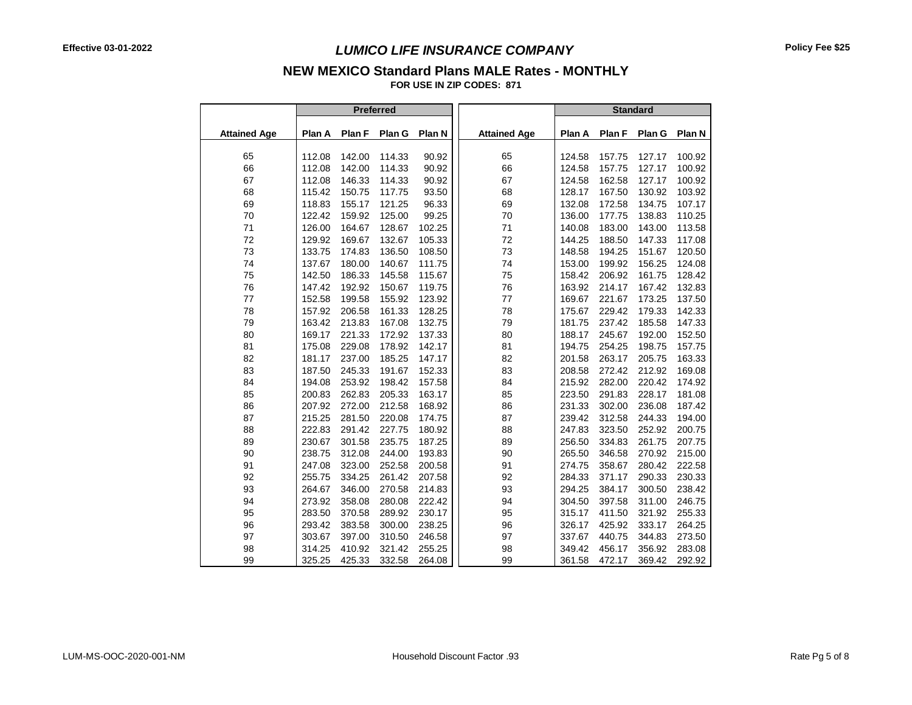Effective 03-01-2022

# *LUMICO LIFE INSURANCE COMPANY*

Policy Fee $25

## NEW MEXICO Standard Plans MALE Rates - MONTHLY

**FOR USE IN ZIP CODES: 871**

| | Preferred | | | | | Standard | | | |
|---|---|---|---|---|---|---|---|---|---|
| **Attained Age** | **Plan A** | **Plan F** | **Plan G** | **Plan N** | **Attained Age** | **Plan A** | **Plan F** | **Plan G** | **Plan N** |
| 65 | 112.08 | 142.00 | 114.33 | 90.92 | 65 | 124.58 | 157.75 | 127.17 | 100.92 |
| 66 | 112.08 | 142.00 | 114.33 | 90.92 | 66 | 124.58 | 157.75 | 127.17 | 100.92 |
| 67 | 112.08 | 146.33 | 114.33 | 90.92 | 67 | 124.58 | 162.58 | 127.17 | 100.92 |
| 68 | 115.42 | 150.75 | 117.75 | 93.50 | 68 | 128.17 | 167.50 | 130.92 | 103.92 |
| 69 | 118.83 | 155.17 | 121.25 | 96.33 | 69 | 132.08 | 172.58 | 134.75 | 107.17 |
| 70 | 122.42 | 159.92 | 125.00 | 99.25 | 70 | 136.00 | 177.75 | 138.83 | 110.25 |
| 71 | 126.00 | 164.67 | 128.67 | 102.25 | 71 | 140.08 | 183.00 | 143.00 | 113.58 |
| 72 | 129.92 | 169.67 | 132.67 | 105.33 | 72 | 144.25 | 188.50 | 147.33 | 117.08 |
| 73 | 133.75 | 174.83 | 136.50 | 108.50 | 73 | 148.58 | 194.25 | 151.67 | 120.50 |
| 74 | 137.67 | 180.00 | 140.67 | 111.75 | 74 | 153.00 | 199.92 | 156.25 | 124.08 |
| 75 | 142.50 | 186.33 | 145.58 | 115.67 | 75 | 158.42 | 206.92 | 161.75 | 128.42 |
| 76 | 147.42 | 192.92 | 150.67 | 119.75 | 76 | 163.92 | 214.17 | 167.42 | 132.83 |
| 77 | 152.58 | 199.58 | 155.92 | 123.92 | 77 | 169.67 | 221.67 | 173.25 | 137.50 |
| 78 | 157.92 | 206.58 | 161.33 | 128.25 | 78 | 175.67 | 229.42 | 179.33 | 142.33 |
| 79 | 163.42 | 213.83 | 167.08 | 132.75 | 79 | 181.75 | 237.42 | 185.58 | 147.33 |
| 80 | 169.17 | 221.33 | 172.92 | 137.33 | 80 | 188.17 | 245.67 | 192.00 | 152.50 |
| 81 | 175.08 | 229.08 | 178.92 | 142.17 | 81 | 194.75 | 254.25 | 198.75 | 157.75 |
| 82 | 181.17 | 237.00 | 185.25 | 147.17 | 82 | 201.58 | 263.17 | 205.75 | 163.33 |
| 83 | 187.50 | 245.33 | 191.67 | 152.33 | 83 | 208.58 | 272.42 | 212.92 | 169.08 |
| 84 | 194.08 | 253.92 | 198.42 | 157.58 | 84 | 215.92 | 282.00 | 220.42 | 174.92 |
| 85 | 200.83 | 262.83 | 205.33 | 163.17 | 85 | 223.50 | 291.83 | 228.17 | 181.08 |
| 86 | 207.92 | 272.00 | 212.58 | 168.92 | 86 | 231.33 | 302.00 | 236.08 | 187.42 |
| 87 | 215.25 | 281.50 | 220.08 | 174.75 | 87 | 239.42 | 312.58 | 244.33 | 194.00 |
| 88 | 222.83 | 291.42 | 227.75 | 180.92 | 88 | 247.83 | 323.50 | 252.92 | 200.75 |
| 89 | 230.67 | 301.58 | 235.75 | 187.25 | 89 | 256.50 | 334.83 | 261.75 | 207.75 |
| 90 | 238.75 | 312.08 | 244.00 | 193.83 | 90 | 265.50 | 346.58 | 270.92 | 215.00 |
| 91 | 247.08 | 323.00 | 252.58 | 200.58 | 91 | 274.75 | 358.67 | 280.42 | 222.58 |
| 92 | 255.75 | 334.25 | 261.42 | 207.58 | 92 | 284.33 | 371.17 | 290.33 | 230.33 |
| 93 | 264.67 | 346.00 | 270.58 | 214.83 | 93 | 294.25 | 384.17 | 300.50 | 238.42 |
| 94 | 273.92 | 358.08 | 280.08 | 222.42 | 94 | 304.50 | 397.58 | 311.00 | 246.75 |
| 95 | 283.50 | 370.58 | 289.92 | 230.17 | 95 | 315.17 | 411.50 | 321.92 | 255.33 |
| 96 | 293.42 | 383.58 | 300.00 | 238.25 | 96 | 326.17 | 425.92 | 333.17 | 264.25 |
| 97 | 303.67 | 397.00 | 310.50 | 246.58 | 97 | 337.67 | 440.75 | 344.83 | 273.50 |
| 98 | 314.25 | 410.92 | 321.42 | 255.25 | 98 | 349.42 | 456.17 | 356.92 | 283.08 |
| 99 | 325.25 | 425.33 | 332.58 | 264.08 | 99 | 361.58 | 472.17 | 369.42 | 292.92 |

LUM-MS-OOC-2020-001-NM

Household Discount Factor .93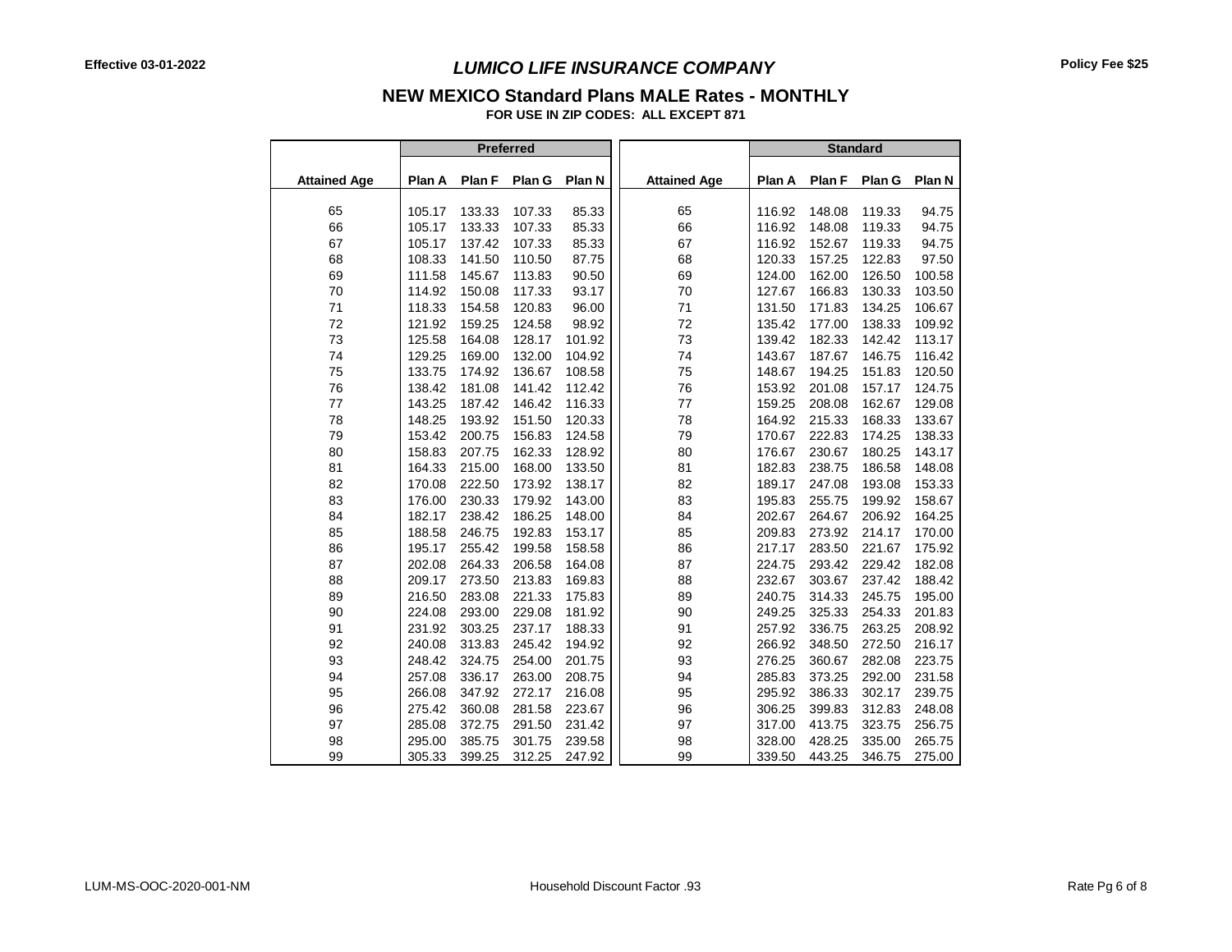Effective 03-01-2022

# *LUMICO LIFE INSURANCE COMPANY*

Policy Fee $25

## NEW MEXICO Standard Plans MALE Rates - MONTHLY

**FOR USE IN ZIP CODES: ALL EXCEPT 871**

| | Preferred | | | | | Standard | | | |
|---|---|---|---|---|---|---|---|---|---|
| **Attained Age** | **Plan A** | **Plan F** | **Plan G** | **Plan N** | **Attained Age** | **Plan A** | **Plan F** | **Plan G** | **Plan N** |
| 65 | 105.17 | 133.33 | 107.33 | 85.33 | 65 | 116.92 | 148.08 | 119.33 | 94.75 |
| 66 | 105.17 | 133.33 | 107.33 | 85.33 | 66 | 116.92 | 148.08 | 119.33 | 94.75 |
| 67 | 105.17 | 137.42 | 107.33 | 85.33 | 67 | 116.92 | 152.67 | 119.33 | 94.75 |
| 68 | 108.33 | 141.50 | 110.50 | 87.75 | 68 | 120.33 | 157.25 | 122.83 | 97.50 |
| 69 | 111.58 | 145.67 | 113.83 | 90.50 | 69 | 124.00 | 162.00 | 126.50 | 100.58 |
| 70 | 114.92 | 150.08 | 117.33 | 93.17 | 70 | 127.67 | 166.83 | 130.33 | 103.50 |
| 71 | 118.33 | 154.58 | 120.83 | 96.00 | 71 | 131.50 | 171.83 | 134.25 | 106.67 |
| 72 | 121.92 | 159.25 | 124.58 | 98.92 | 72 | 135.42 | 177.00 | 138.33 | 109.92 |
| 73 | 125.58 | 164.08 | 128.17 | 101.92 | 73 | 139.42 | 182.33 | 142.42 | 113.17 |
| 74 | 129.25 | 169.00 | 132.00 | 104.92 | 74 | 143.67 | 187.67 | 146.75 | 116.42 |
| 75 | 133.75 | 174.92 | 136.67 | 108.58 | 75 | 148.67 | 194.25 | 151.83 | 120.50 |
| 76 | 138.42 | 181.08 | 141.42 | 112.42 | 76 | 153.92 | 201.08 | 157.17 | 124.75 |
| 77 | 143.25 | 187.42 | 146.42 | 116.33 | 77 | 159.25 | 208.08 | 162.67 | 129.08 |
| 78 | 148.25 | 193.92 | 151.50 | 120.33 | 78 | 164.92 | 215.33 | 168.33 | 133.67 |
| 79 | 153.42 | 200.75 | 156.83 | 124.58 | 79 | 170.67 | 222.83 | 174.25 | 138.33 |
| 80 | 158.83 | 207.75 | 162.33 | 128.92 | 80 | 176.67 | 230.67 | 180.25 | 143.17 |
| 81 | 164.33 | 215.00 | 168.00 | 133.50 | 81 | 182.83 | 238.75 | 186.58 | 148.08 |
| 82 | 170.08 | 222.50 | 173.92 | 138.17 | 82 | 189.17 | 247.08 | 193.08 | 153.33 |
| 83 | 176.00 | 230.33 | 179.92 | 143.00 | 83 | 195.83 | 255.75 | 199.92 | 158.67 |
| 84 | 182.17 | 238.42 | 186.25 | 148.00 | 84 | 202.67 | 264.67 | 206.92 | 164.25 |
| 85 | 188.58 | 246.75 | 192.83 | 153.17 | 85 | 209.83 | 273.92 | 214.17 | 170.00 |
| 86 | 195.17 | 255.42 | 199.58 | 158.58 | 86 | 217.17 | 283.50 | 221.67 | 175.92 |
| 87 | 202.08 | 264.33 | 206.58 | 164.08 | 87 | 224.75 | 293.42 | 229.42 | 182.08 |
| 88 | 209.17 | 273.50 | 213.83 | 169.83 | 88 | 232.67 | 303.67 | 237.42 | 188.42 |
| 89 | 216.50 | 283.08 | 221.33 | 175.83 | 89 | 240.75 | 314.33 | 245.75 | 195.00 |
| 90 | 224.08 | 293.00 | 229.08 | 181.92 | 90 | 249.25 | 325.33 | 254.33 | 201.83 |
| 91 | 231.92 | 303.25 | 237.17 | 188.33 | 91 | 257.92 | 336.75 | 263.25 | 208.92 |
| 92 | 240.08 | 313.83 | 245.42 | 194.92 | 92 | 266.92 | 348.50 | 272.50 | 216.17 |
| 93 | 248.42 | 324.75 | 254.00 | 201.75 | 93 | 276.25 | 360.67 | 282.08 | 223.75 |
| 94 | 257.08 | 336.17 | 263.00 | 208.75 | 94 | 285.83 | 373.25 | 292.00 | 231.58 |
| 95 | 266.08 | 347.92 | 272.17 | 216.08 | 95 | 295.92 | 386.33 | 302.17 | 239.75 |
| 96 | 275.42 | 360.08 | 281.58 | 223.67 | 96 | 306.25 | 399.83 | 312.83 | 248.08 |
| 97 | 285.08 | 372.75 | 291.50 | 231.42 | 97 | 317.00 | 413.75 | 323.75 | 256.75 |
| 98 | 295.00 | 385.75 | 301.75 | 239.58 | 98 | 328.00 | 428.25 | 335.00 | 265.75 |
| 99 | 305.33 | 399.25 | 312.25 | 247.92 | 99 | 339.50 | 443.25 | 346.75 | 275.00 |

LUM-MS-OOC-2020-001-NM

Household Discount Factor .93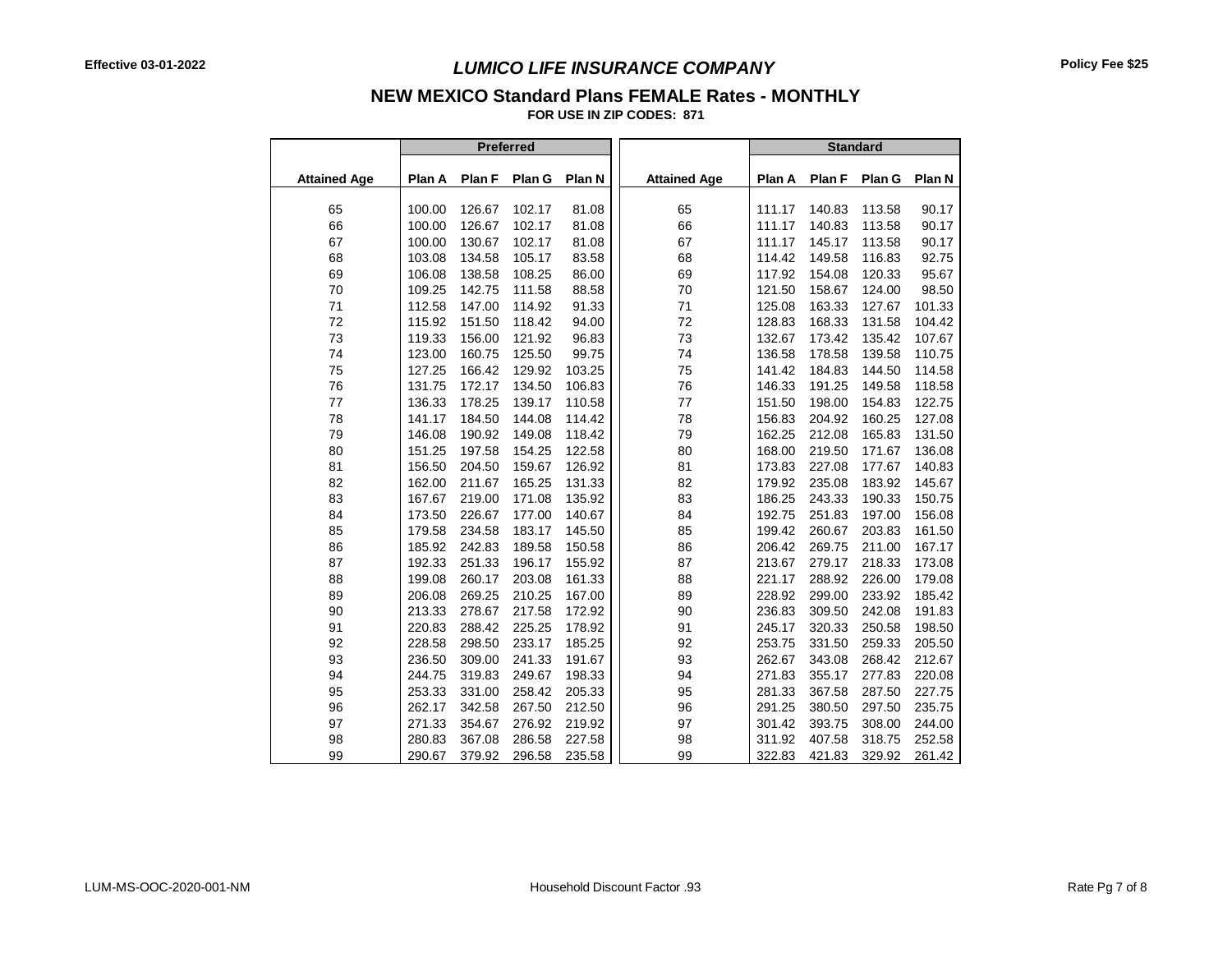Effective 03-01-2022

# *LUMICO LIFE INSURANCE COMPANY*

Policy Fee $25

## NEW MEXICO Standard Plans FEMALE Rates - MONTHLY

**FOR USE IN ZIP CODES: 871**

| | Preferred | | | | | Standard | | | |
|---|---|---|---|---|---|---|---|---|---|
| **Attained Age** | **Plan A** | **Plan F** | **Plan G** | **Plan N** | **Attained Age** | **Plan A** | **Plan F** | **Plan G** | **Plan N** |
| 65 | 100.00 | 126.67 | 102.17 | 81.08 | 65 | 111.17 | 140.83 | 113.58 | 90.17 |
| 66 | 100.00 | 126.67 | 102.17 | 81.08 | 66 | 111.17 | 140.83 | 113.58 | 90.17 |
| 67 | 100.00 | 130.67 | 102.17 | 81.08 | 67 | 111.17 | 145.17 | 113.58 | 90.17 |
| 68 | 103.08 | 134.58 | 105.17 | 83.58 | 68 | 114.42 | 149.58 | 116.83 | 92.75 |
| 69 | 106.08 | 138.58 | 108.25 | 86.00 | 69 | 117.92 | 154.08 | 120.33 | 95.67 |
| 70 | 109.25 | 142.75 | 111.58 | 88.58 | 70 | 121.50 | 158.67 | 124.00 | 98.50 |
| 71 | 112.58 | 147.00 | 114.92 | 91.33 | 71 | 125.08 | 163.33 | 127.67 | 101.33 |
| 72 | 115.92 | 151.50 | 118.42 | 94.00 | 72 | 128.83 | 168.33 | 131.58 | 104.42 |
| 73 | 119.33 | 156.00 | 121.92 | 96.83 | 73 | 132.67 | 173.42 | 135.42 | 107.67 |
| 74 | 123.00 | 160.75 | 125.50 | 99.75 | 74 | 136.58 | 178.58 | 139.58 | 110.75 |
| 75 | 127.25 | 166.42 | 129.92 | 103.25 | 75 | 141.42 | 184.83 | 144.50 | 114.58 |
| 76 | 131.75 | 172.17 | 134.50 | 106.83 | 76 | 146.33 | 191.25 | 149.58 | 118.58 |
| 77 | 136.33 | 178.25 | 139.17 | 110.58 | 77 | 151.50 | 198.00 | 154.83 | 122.75 |
| 78 | 141.17 | 184.50 | 144.08 | 114.42 | 78 | 156.83 | 204.92 | 160.25 | 127.08 |
| 79 | 146.08 | 190.92 | 149.08 | 118.42 | 79 | 162.25 | 212.08 | 165.83 | 131.50 |
| 80 | 151.25 | 197.58 | 154.25 | 122.58 | 80 | 168.00 | 219.50 | 171.67 | 136.08 |
| 81 | 156.50 | 204.50 | 159.67 | 126.92 | 81 | 173.83 | 227.08 | 177.67 | 140.83 |
| 82 | 162.00 | 211.67 | 165.25 | 131.33 | 82 | 179.92 | 235.08 | 183.92 | 145.67 |
| 83 | 167.67 | 219.00 | 171.08 | 135.92 | 83 | 186.25 | 243.33 | 190.33 | 150.75 |
| 84 | 173.50 | 226.67 | 177.00 | 140.67 | 84 | 192.75 | 251.83 | 197.00 | 156.08 |
| 85 | 179.58 | 234.58 | 183.17 | 145.50 | 85 | 199.42 | 260.67 | 203.83 | 161.50 |
| 86 | 185.92 | 242.83 | 189.58 | 150.58 | 86 | 206.42 | 269.75 | 211.00 | 167.17 |
| 87 | 192.33 | 251.33 | 196.17 | 155.92 | 87 | 213.67 | 279.17 | 218.33 | 173.08 |
| 88 | 199.08 | 260.17 | 203.08 | 161.33 | 88 | 221.17 | 288.92 | 226.00 | 179.08 |
| 89 | 206.08 | 269.25 | 210.25 | 167.00 | 89 | 228.92 | 299.00 | 233.92 | 185.42 |
| 90 | 213.33 | 278.67 | 217.58 | 172.92 | 90 | 236.83 | 309.50 | 242.08 | 191.83 |
| 91 | 220.83 | 288.42 | 225.25 | 178.92 | 91 | 245.17 | 320.33 | 250.58 | 198.50 |
| 92 | 228.58 | 298.50 | 233.17 | 185.25 | 92 | 253.75 | 331.50 | 259.33 | 205.50 |
| 93 | 236.50 | 309.00 | 241.33 | 191.67 | 93 | 262.67 | 343.08 | 268.42 | 212.67 |
| 94 | 244.75 | 319.83 | 249.67 | 198.33 | 94 | 271.83 | 355.17 | 277.83 | 220.08 |
| 95 | 253.33 | 331.00 | 258.42 | 205.33 | 95 | 281.33 | 367.58 | 287.50 | 227.75 |
| 96 | 262.17 | 342.58 | 267.50 | 212.50 | 96 | 291.25 | 380.50 | 297.50 | 235.75 |
| 97 | 271.33 | 354.67 | 276.92 | 219.92 | 97 | 301.42 | 393.75 | 308.00 | 244.00 |
| 98 | 280.83 | 367.08 | 286.58 | 227.58 | 98 | 311.92 | 407.58 | 318.75 | 252.58 |
| 99 | 290.67 | 379.92 | 296.58 | 235.58 | 99 | 322.83 | 421.83 | 329.92 | 261.42 |

LUM-MS-OOC-2020-001-NM

Household Discount Factor .93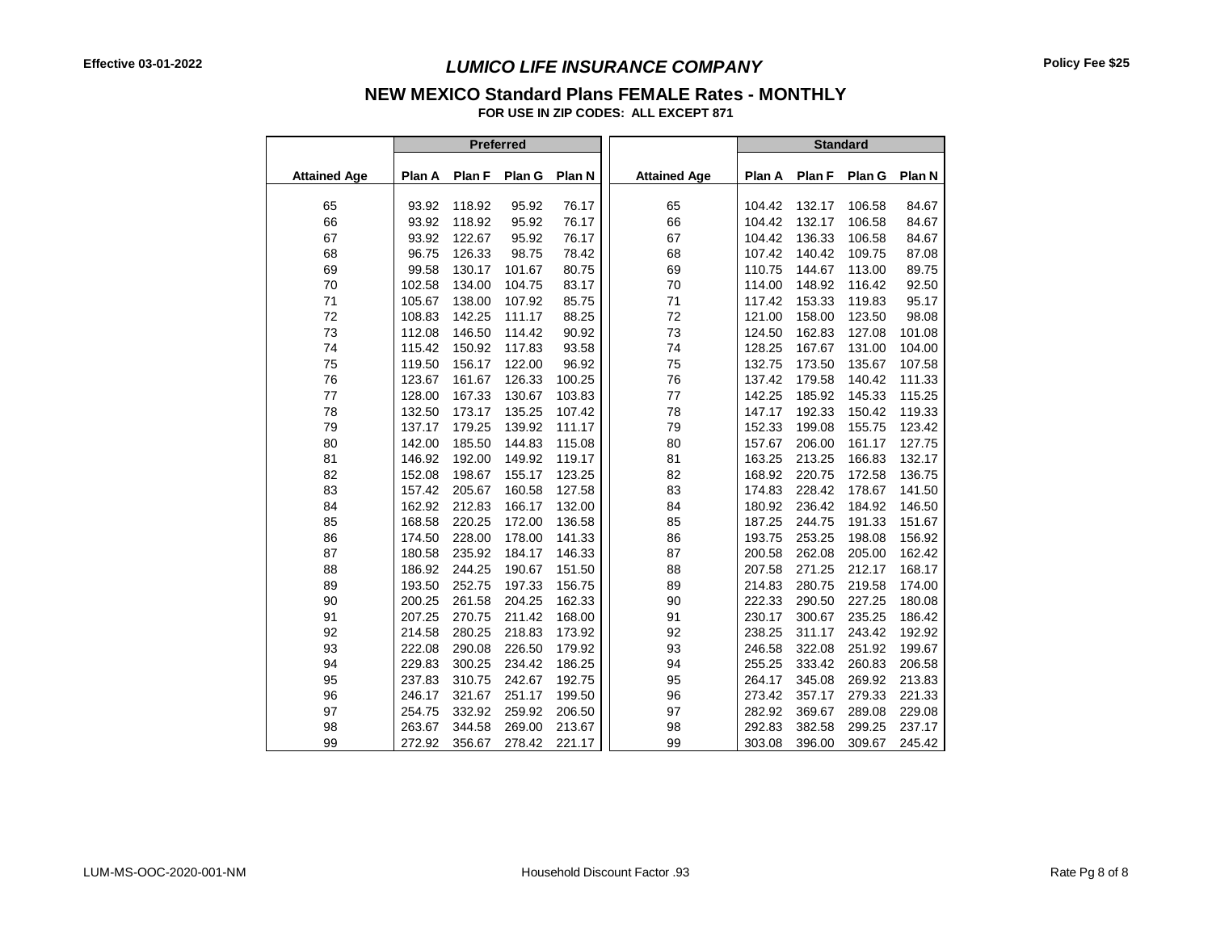**Effective 03-01-2022**

# *LUMICO LIFE INSURANCE COMPANY*

**Policy Fee $25**

## NEW MEXICO Standard Plans FEMALE Rates - MONTHLY

**FOR USE IN ZIP CODES: ALL EXCEPT 871**

| | Preferred | | | | | Standard | | | |
|---|---|---|---|---|---|---|---|---|---|
| **Attained Age** | **Plan A** | **Plan F** | **Plan G** | **Plan N** | **Attained Age** | **Plan A** | **Plan F** | **Plan G** | **Plan N** |
| 65 | 93.92 | 118.92 | 95.92 | 76.17 | 65 | 104.42 | 132.17 | 106.58 | 84.67 |
| 66 | 93.92 | 118.92 | 95.92 | 76.17 | 66 | 104.42 | 132.17 | 106.58 | 84.67 |
| 67 | 93.92 | 122.67 | 95.92 | 76.17 | 67 | 104.42 | 136.33 | 106.58 | 84.67 |
| 68 | 96.75 | 126.33 | 98.75 | 78.42 | 68 | 107.42 | 140.42 | 109.75 | 87.08 |
| 69 | 99.58 | 130.17 | 101.67 | 80.75 | 69 | 110.75 | 144.67 | 113.00 | 89.75 |
| 70 | 102.58 | 134.00 | 104.75 | 83.17 | 70 | 114.00 | 148.92 | 116.42 | 92.50 |
| 71 | 105.67 | 138.00 | 107.92 | 85.75 | 71 | 117.42 | 153.33 | 119.83 | 95.17 |
| 72 | 108.83 | 142.25 | 111.17 | 88.25 | 72 | 121.00 | 158.00 | 123.50 | 98.08 |
| 73 | 112.08 | 146.50 | 114.42 | 90.92 | 73 | 124.50 | 162.83 | 127.08 | 101.08 |
| 74 | 115.42 | 150.92 | 117.83 | 93.58 | 74 | 128.25 | 167.67 | 131.00 | 104.00 |
| 75 | 119.50 | 156.17 | 122.00 | 96.92 | 75 | 132.75 | 173.50 | 135.67 | 107.58 |
| 76 | 123.67 | 161.67 | 126.33 | 100.25 | 76 | 137.42 | 179.58 | 140.42 | 111.33 |
| 77 | 128.00 | 167.33 | 130.67 | 103.83 | 77 | 142.25 | 185.92 | 145.33 | 115.25 |
| 78 | 132.50 | 173.17 | 135.25 | 107.42 | 78 | 147.17 | 192.33 | 150.42 | 119.33 |
| 79 | 137.17 | 179.25 | 139.92 | 111.17 | 79 | 152.33 | 199.08 | 155.75 | 123.42 |
| 80 | 142.00 | 185.50 | 144.83 | 115.08 | 80 | 157.67 | 206.00 | 161.17 | 127.75 |
| 81 | 146.92 | 192.00 | 149.92 | 119.17 | 81 | 163.25 | 213.25 | 166.83 | 132.17 |
| 82 | 152.08 | 198.67 | 155.17 | 123.25 | 82 | 168.92 | 220.75 | 172.58 | 136.75 |
| 83 | 157.42 | 205.67 | 160.58 | 127.58 | 83 | 174.83 | 228.42 | 178.67 | 141.50 |
| 84 | 162.92 | 212.83 | 166.17 | 132.00 | 84 | 180.92 | 236.42 | 184.92 | 146.50 |
| 85 | 168.58 | 220.25 | 172.00 | 136.58 | 85 | 187.25 | 244.75 | 191.33 | 151.67 |
| 86 | 174.50 | 228.00 | 178.00 | 141.33 | 86 | 193.75 | 253.25 | 198.08 | 156.92 |
| 87 | 180.58 | 235.92 | 184.17 | 146.33 | 87 | 200.58 | 262.08 | 205.00 | 162.42 |
| 88 | 186.92 | 244.25 | 190.67 | 151.50 | 88 | 207.58 | 271.25 | 212.17 | 168.17 |
| 89 | 193.50 | 252.75 | 197.33 | 156.75 | 89 | 214.83 | 280.75 | 219.58 | 174.00 |
| 90 | 200.25 | 261.58 | 204.25 | 162.33 | 90 | 222.33 | 290.50 | 227.25 | 180.08 |
| 91 | 207.25 | 270.75 | 211.42 | 168.00 | 91 | 230.17 | 300.67 | 235.25 | 186.42 |
| 92 | 214.58 | 280.25 | 218.83 | 173.92 | 92 | 238.25 | 311.17 | 243.42 | 192.92 |
| 93 | 222.08 | 290.08 | 226.50 | 179.92 | 93 | 246.58 | 322.08 | 251.92 | 199.67 |
| 94 | 229.83 | 300.25 | 234.42 | 186.25 | 94 | 255.25 | 333.42 | 260.83 | 206.58 |
| 95 | 237.83 | 310.75 | 242.67 | 192.75 | 95 | 264.17 | 345.08 | 269.92 | 213.83 |
| 96 | 246.17 | 321.67 | 251.17 | 199.50 | 96 | 273.42 | 357.17 | 279.33 | 221.33 |
| 97 | 254.75 | 332.92 | 259.92 | 206.50 | 97 | 282.92 | 369.67 | 289.08 | 229.08 |
| 98 | 263.67 | 344.58 | 269.00 | 213.67 | 98 | 292.83 | 382.58 | 299.25 | 237.17 |
| 99 | 272.92 | 356.67 | 278.42 | 221.17 | 99 | 303.08 | 396.00 | 309.67 | 245.42 |

LUM-MS-OOC-2020-001-NM

Household Discount Factor .93